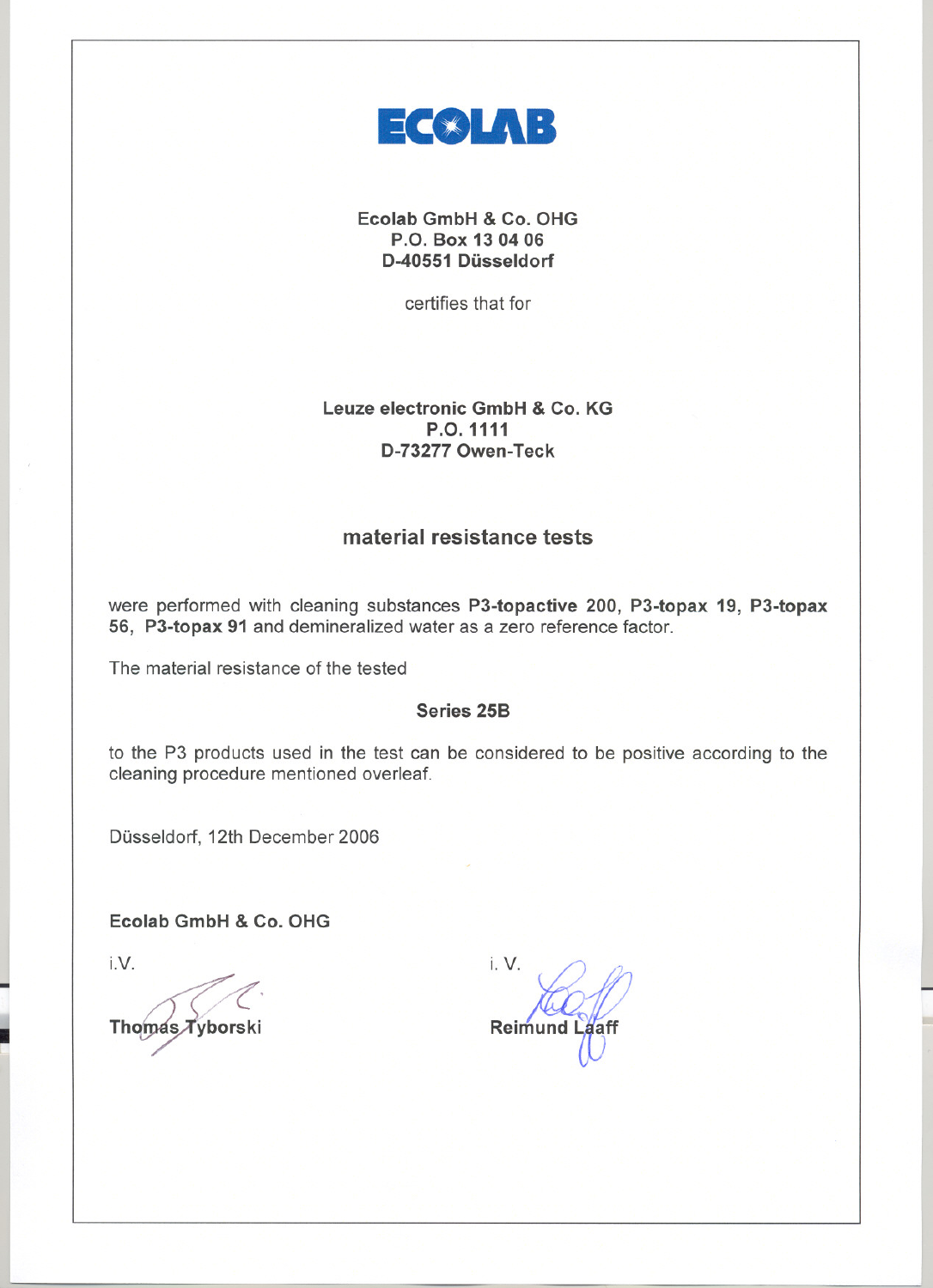**ECOLAB**

**Ecolab GmbH & Co. OHG**
**P.O. Box 13 04 06**
**D-40551 Düsseldorf**

certifies that for

**Leuze electronic GmbH & Co. KG**
**P.O. 1111**
**D-73277 Owen-Teck**

## material resistance tests

were performed with cleaning substances **P3-topactive 200**, **P3-topax 19**, **P3-topax 56**, **P3-topax 91** and demineralized water as a zero reference factor.

The material resistance of the tested

**Series 25B**

to the P3 products used in the test can be considered to be positive according to the cleaning procedure mentioned overleaf.

Düsseldorf, 12th December 2006

**Ecolab GmbH & Co. OHG**

i.V.

**Thomas Tyborski**

i. V.

**Reimund Laaff**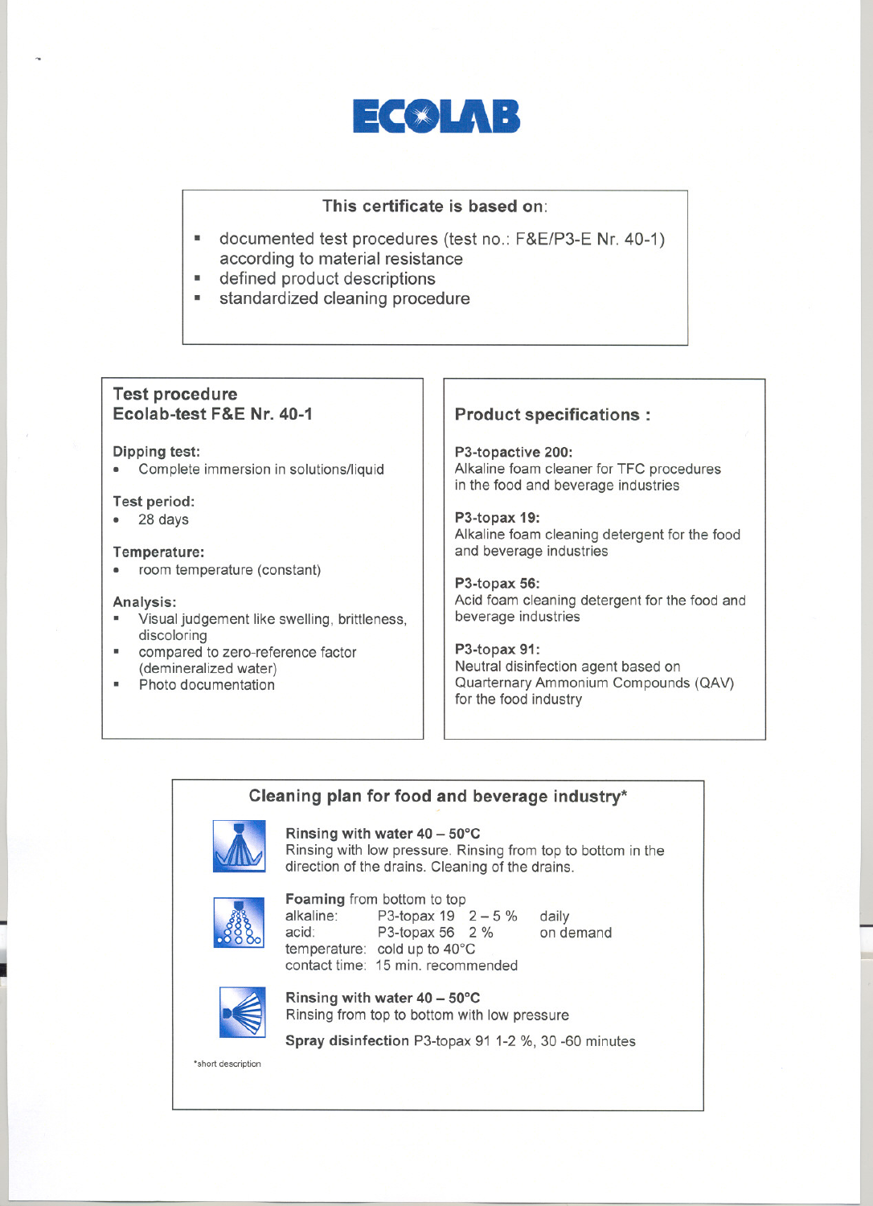# ECOLAB

**This certificate is based on:**

- documented test procedures (test no.: F&E/P3-E Nr. 40-1) according to material resistance
- defined product descriptions
- standardized cleaning procedure

## Test procedure
## Ecolab-test F&E Nr. 40-1

**Dipping test:**

- Complete immersion in solutions/liquid

**Test period:**

- 28 days

**Temperature:**

- room temperature (constant)

**Analysis:**

- Visual judgement like swelling, brittleness, discoloring
- compared to zero-reference factor (demineralized water)
- Photo documentation

## Product specifications :

**P3-topactive 200:**
Alkaline foam cleaner for TFC procedures in the food and beverage industries

**P3-topax 19:**
Alkaline foam cleaning detergent for the food and beverage industries

**P3-topax 56:**
Acid foam cleaning detergent for the food and beverage industries

**P3-topax 91:**
Neutral disinfection agent based on Quarternary Ammonium Compounds (QAV) for the food industry

## Cleaning plan for food and beverage industry*

**Rinsing with water 40 – 50°C**
Rinsing with low pressure. Rinsing from top to bottom in the direction of the drains. Cleaning of the drains.

**Foaming** from bottom to top

| | | | |
|---|---|---|---|
| alkaline: | P3-topax 19 | 2 – 5 % | daily |
| acid: | P3-topax 56 | 2 % | on demand |
| temperature: | cold up to 40°C | | |
| contact time: | 15 min. recommended | | |

**Rinsing with water 40 – 50°C**
Rinsing from top to bottom with low pressure

**Spray disinfection** P3-topax 91 1-2 %, 30 -60 minutes

*short description